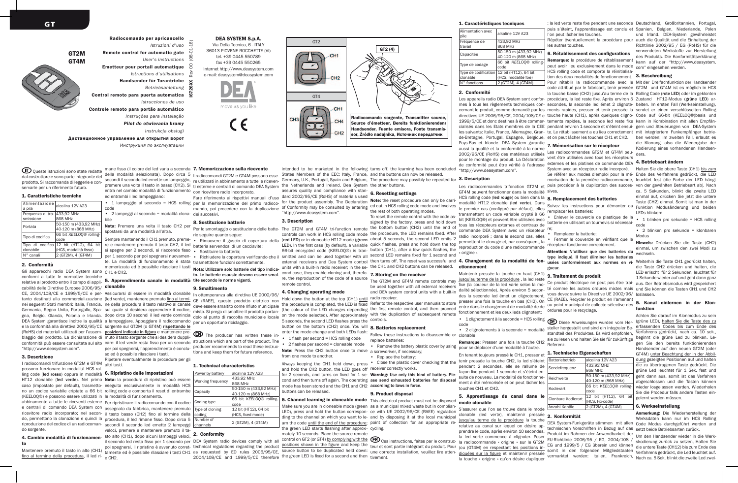# GT

## GT2M GT4M

**Radiocomando per apricancello**
*Istruzioni d'uso*
**Remote control for automatic gate**
*User's instructions*
**Emetteur pour portail automatique**
*Istructions d'utilisations*
**Handsender für Torantriebe**
*Betriebsanleitung*
**Control remoto para puerta automatica**
*Istrucciones de uso*
**Controle remoto para portão automático**
*Instruções para instalação*
**Pilot do otwierania bramy**
*Instrukcja obsługi*
**Дистанционное управление для открытия ворот**
*Инструкция по эксплуатации*

I6726XX Rev 00 (08-01-16)

**DEA SYSTEM S.p.A.**
Via Della Tecnica, 6 - ITALY
36013 PIOVENE ROCCHETTE (VI)
tel. +39 0445 550789
fax +39 0445 550265
Internet http://www.deasystem.com
e-mail: deasystem@deasystem.com

move as you like

CE

GT2 — CH1, CH2 — GT2 (4)
GT4 — CH1, CH3, CH4, CH2

Radiocomando sorgente, Transmitter source, Source d'émetteur, Bereits funktionierenden Handsender, Fuente emisora, Fonte transmissor, Źródło nadajnika, Источник передатчик

**IT** Queste istruzioni sono state redatte dal costruttore e sono parte integrante del prodotto. Si raccomanda di leggerle e conservarle per un riferimento futuro.

### 1. Caratteristiche tecniche

| | |
|---|---|
| Alimentazione a pila | alcalina 12V A23 |
| Frequenza di trasmissione | 433,92 MHz 868 MHz |
| Portata | 50-150 m (433,92 MHz) 40-120 m (868 MHz) |
| Tipo di codifica | 66 bit *KEELOQ®* rolling-code |
| Tipo di codifica clonabile | 12 bit (HT12), 64 bit (HCS, modalità fisso) |
| N° canali | 2 (GT2M), 4 (GT4M) |

### 2. Conformità

Gli apparecchi radio DEA System sono conformi a tutte le normative tecniche relative al prodotto entro il campo di applicabilità delle Direttive Europee 2006/95/CE, 2004/108/CE e 1999/5/CE e pertanto destinati alla commercializzazione nei seguenti Stati membri: Italia, Francia, Germania, Regno Unito, Portogallo, Spagna, Belgio, Olanda, Polonia e Irlanda. DEA System garantisce inoltre la qualità e la conformità alla direttiva 2002/95/CE (RoHS) dei materiali utilizzati per l'assemblaggio del prodotto. La dichiarazione di conformità può essere consultata sul sito "http://www.deasystem.com".

### 3. Descrizione

I radiocomandi trifunzione GT2M e GT4M possono funzionare in modalità HCS rolling code (**led rosso**) oppure in modalità HT12 clonabile (**led verde**). Nel primo caso (impostato per default), trasmettono un codice variabile criptato a 66 bit (KEELOQ®) e possono essere utilizzati in abbinamento a tutte le riceventi esterne e centrali di comando DEA System con ricevitore radio incorporato; nel secondo, permettono la clonazione e quindi la riproduzione del codice di un radiocomando sorgente.

### 4. Cambio modalità di funzionamento

Mantenere premuto il tasto in alto (CH1) fino al termine della procedura, il led rimane fisso (il colore del led varia a seconda della modalità selezionata). Dopo circa 5 secondi il secondo led emette un lampeggio, premere una volta il tasto in basso (CH2). Si entra nel cambio modalità di funzionamento ed entrambi i led lampeggiano:

- 1 lampeggio al secondo = HCS rolling code
- 2 lampeggi al secondo = modalità clonabile

**Nota:** Premere una volta il tasto CH2 per spostarsi da una modalità all'altra.

Sempre mantenendo il CH1 premuto, premere e mantenere premuto il tasto CH2, il led si spegne per 2 secondi, si riaccende fisso per 1 secondo per poi spegnersi nuovamente. La modalità di funzionamento è stata memorizzata ed è possibile rilasciare i tasti CH1 e CH2.

### 5. Apprendimento canale in modalità clonabile

Assicurarsi di essere in modalità clonabile (led verde), mantenere premuto fino al termine della procedura il tasto relativo al canale sul quale si desidera apprendere il codice, dopo circa 10 secondi il led verde comincia a lampeggiare. Appoggiare il radiocomando sorgente sul GT2M (o GT4M) rispettando le posizioni indicate in figura e mantenere premuto il tasto sorgente che si desidera duplicare: il led verde resta fisso per un secondo per poi spegnersi, l'apprendimento è concluso ed è possibile rilasciare i tasti.

Ripetere eventualmente la procedura per gli altri tasti.

### 6. Ripristino delle impostazioni

**Nota:** la procedura di ripristino può essere eseguita esclusivamente in modalità HCS rolling code e comporta il reset di entrambe le modalità di funzionamento.

Per ripristinare il radiocomando con il codice assegnato da fabbrica, mantenere premuto il tasto basso (CH2) fino al termine della procedura, il led rimane fisso. Dopo circa 5 secondi il secondo led emette 2 lampeggi veloci, premere e mantenere premuto il tasto alto (CH1), dopo alcuni lampeggi veloci, il secondo led resta fisso per 1 secondo per poi spegnersi. Il ripristino è avvenuto correttamente ed è possibile rilasciare i tasti CH1 e CH2.

### 7. Memorizzazione sulla ricevente

I radiocomandi GT2M e GT4M possono essere utilizzati in abbinamento a tutte le riceventi esterne e centrali di comando DEA System con ricevitore radio incorporato.

Fare riferimento ai rispettivi manuali d'uso per la memorizzazione del primo radiocomando, poi procedere con la duplicazione dei successivi.

### 8. Sostituzione batterie

Per lo smontaggio o sostituzione delle batterie seguire quanto segue:

- Rimuovere il guscio di copertura della batteria servendosi di un cacciavite;
- Sostituire la batteria;
- Richiudere la copertura verificando che il trasmettitore funzioni correttamente.

**Nota: Utilizzare solo batterie del tipo indicato. Le batterie esaurite devono essere smaltite secondo le norme vigenti.**

### 9. Smaltimento

In ottemperanza alla direttiva UE 2002/96/CE (RAEE), questo prodotto elettrico non deve essere smaltito come rifiuto municipale misto. Si prega di smaltire il prodotto portandolo al punto di raccolta municipale locale per un opportuno riciclaggio.

**EN** The producer has written these instructions which are part of the product. The producer recommends to read these instructions and keep them for future reference.

### 1. Technical characteristics

| | |
|---|---|
| Power by battery | alcalina 12V A23 |
| Working frequency | 433,92 MHz 868 MHz |
| Capacity | 50-150 m (433,92 MHz) 40-120 m (868 MHz) |
| Coding type | 66 bit *KEELOQ®* rolling-code |
| Type of cloning coding | 12 bit (HT12), 64 bit (HCS, fixed mode) |
| Number of channels | 2 (GT2M), 4 (GT4M) |

### 2. Conformity

DEA System radio devices comply with all technical regulations regarding the product as requested by ED rules 2006/95/CE, 2004/108/CE and 1999/5/CE therefore intended to be marketed in the following States Members of the EEC: Italy, France, Germany, U.K., Portugal, Spain and Belgium, the Netherlands and Ireland. Dea System assures quality and compliance with standard 2002/95/CE (RoHS) of materials used for the product assembly. The Declaration of Conformity may be consulted by entering "http://www.deasystem.com".

### 3. Description

The GT2M and GT4M tri-function remote controls can work in HCS rolling code mode (**red LED**) or in cloneable HT12 mode (**green LED**). In the first case (by default), a variable 66-bit encrypted code (KEELOQ®) is transmitted and can be used together with all external receivers and Dea System control units with a built-in radio receiver; in the second case, they enable cloning and, therefore, the reproduction of the code of a source remote control.

### 4. Changing operating mode

Hold down the button at the top (CH1) until the procedure is completed, the LED is fixed (the colour of the LED changes depending on the mode selected). After approximately 5 seconds, the second LED flashes press the button on the bottom (CH2) once. You will enter the mode change and both LEDs flash:

- 1 flash per second = HCS rolling code
- 2 flashes per second = cloneable mode

**Note:** Press the CH2 button once to move from one mode to another.

Always keeping the CH1 held down, press and hold the CH2 button, the LED goes off for 2 seconds, and turns on fixed for 1 second and then turns off again. The operating mode has been stored and the CH1 and CH2 buttons can be released.

### 5. Channel learning in cloneable mode

Make sure you are in cloneable mode (green LED), press and hold the button corresponding to the channel you want to learn the code until the end of the procedure; the green LED starts flashing after approximately 10 seconds. Place the source remote control on GT2 (or GT4) by complying with the positions shown in the figure and keep the source button to be duplicated held down: the green LED is fixed for a second and then turns off, the learning has been concluded and the buttons can now be released.

The procedure may possibly be repeated for the other buttons.

### 6. Resetting settings

**Note:** the reset procedure can only be carried out in HCS rolling code mode and involves the rest of both operating modes.

To reset the remote control with the code assigned by the factory, hold down the bottom button (CH2) until the end of the procedure, the LED remains fixed. After about 5 seconds, the second LED emits 2 quick flashes, press and hold down the top button (CH1), after a few quick flashes, the second LED remains fixed for 1 second and then turns off. The reset was successful and the CH1 and CH2 buttons can be released.

### 7. Storing on the receiver

The GT2M and GT4M remote controls may be used together with all external receivers and DEA System control units with a built-in radio receiver.

Refer to the respective user manuals to store the first remote control, and then proceed with the duplication of subsequent remote controls.

### 8. Batteries replacement

Follow these instructions to disassemble or replace batteries:

- Remove the battery plastic cover by using a screwdriver, if necessary;
- Replace the battery;
- Close the plastic cover checking that the receiver correctly works.

**Warning: Use only this kind of battery. Please send exhausted batteries for disposal according to laws in force.**

### 9. Product disposal

This electrical product must not be disposed as a municipal mixed waste but in compliance with UE 2002/96/CE (RAEE) regulation and by disposing it at the local municipal point of collection for an appropriate recycling.

**FR** Ces instructions, faites par le constructeur et sont partie intégrant du produit. Pour une correcte installation, veuillez lire attentivement.

### 1. Caractéristiques tecniques

| | |
|---|---|
| Alimentation avec pile | alkaline 12V A23 |
| Fréquence de travail | 433,92 MHz 868 MHz |
| Capacité | 50-150 m (433,92 MHz) 40-120 m (868 MHz) |
| Type de codage | 66 bit *KEELOQ®* rolling-code |
| Type de codification clonable | 12 bit (HT12), 64 bit (HCS, modalité fixe) |
| N° fonctions | 2 (GT2M), 4 (GT4M) |

### 2. Conformité

Les appareils radio DEA System sont conformes à tous les règlements techniques concernant le produit, comme demandé par les directives UE 2006/95/CE, 2004/108/CE et 1999/5/CE et donc destines à être commercialisés dans les Etats membres de la CEE suivants: Italie, France, Allemagne, Grande-Bretagne, Portugal, Espagne, Belgique, Pays-Bas et Irlande. DEA System garantie aussi la qualité et la conformité à la norme 2002/95/CE (RoHS) des matériaux utilisés pour le montage du produit. La Déclaration de conformité peut être vérifié à l'adresse "http://www.deasystem.com".

### 3. Description

Les radiocommandes trifonction GT2M et GT4M peuvent fonctionner dans la modalité HCS rolling code (**led rouge**) ou bien dans la modalité HT12 clonable (**led verte**). Dans le premier cas (configuré par défaut), elles transmettent un code variable crypté à 66 bit (KEELOQ®) et peuvent être utilisées avec tous les récepteurs externes et centraux de commande DEA System avec un récepteur radio incorporé ; dans le second cas, elles permettent le clonage et, par conséquent, la reproduction du code d'une radiocommande « origine ».

### 4. Changement de la modalité de fonctionnement

Maintenir pressée la touche en haut (CH1) jusqu'au terme de la procédure , la led reste fixe (la couleur de la led varie selon la modalité sélectionnée). Après environ 5 secondes la seconde led émet un clignotement, presser une fois la touche en bas (CH2). On entre dans le changement de modalité de fonctionnement et les deux leds clignotent:

- 1 clignotement à la seconde = HCS rolling code
- 2 clignotements à la seconde = modalité clonable

**Remarque:** Presser une fois la touche CH2 pour se déplacer d'une modalité à l'autre.

En tenant toujours pressé le CH1, presser et tenir pressée la touche CH2, la led s'éteint pendant 2 secondes, elle se rallume de façon fixe pendant 1 seconde et s'éteint ensuite de nouveau. La modalité de fonctionnement a été mémorisée et on peut lâcher les touches CH1 et CH2.

### 5. Apprentissage du canal dans le mode clonable

S'assurer que l'on se trouve dans le mode clonable (led verte), maintenir pressée jusqu'au terme de la procédure la touche relative au canal sur lequel on désire apprendre le code, après environ 10 secondes, la led verte commence à clignoter. Poser la radiocommande « origine » sur le GT2M (ou GT4M) en respectant les positions indiquées sur la figure et maintenir pressée la touche « origine » qu'on désire dupliquer : la led verte reste fixe pendant une seconde puis s'éteint, l'apprentissage est conclu et l'on peut lâcher les touches.

Répéter éventuellement la procédure pour les autres touches.

### 6. Rétablissement des configurations

**Remarque:** la procédure de rétablissement peut avoir lieu exclusivement dans le mode HCS rolling code et comporte la réinitialisation des deux modalités de fonctionnement.

Pour rétablir la radiocommande avec le code attribué par le fabricant, tenir pressée la touche basse (CH2) jusqu'au terme de la procédure, la led reste fixe. Après environ 5 secondes, la seconde led émet 2 clignotements rapides, presser et tenir pressée la touche haute (CH1), après quelques clignotements rapides, la seconde led reste fixe pendant environ 1 seconde et s'éteint ensuite. Le rétablissement a eu lieu correctement et on peut lâcher les touches CH1 et CH2.

### 7. Mémorisation sur le récepteur

Les radiocommandes GT2M et GT4M peuvent être utilisées avec tous les récepteurs externes et les platines de commande DEA System avec un récepteur radio incorporé.

Se référer aux modes d'emploi pour la mémorisation de la première radiocommande, puis procéder à la duplication des successives.

### 8. Remplacement des batteries

Suivez les instructions pour démonter ou remplacer les batteries:

- Enlever le couvercle de plastique de la batterie en utilisant un tournevis si nécessaire;
- Remplacer la batterie;
- Fermer le couvercle en vérifiant que le récepteur fonctionne correctement.

**Attention: N'utilisez que des batteries du type indiqué. Il faut éliminer les batteries usées conformément aux normes en vigueur.**

### 9. Traitement du produit

Ce produit électrique ne peut pas être traité comme les autres ordures mixtes mais vous devez suivre la Directive UE 2002/96/CE (RAEE). Recycler le produit en l'amenant au point municipal de collecte sélective des ordures pour le recyclage.

**DE** Diese Anweisungen wurden vom Hersteller hergestellt und sind ein integraler Bestandteil des Produktes. Es wird empfohlen, sie zu lesen und halten Sie sie für zukünftige Referenz.

### 1. Technische Eigenschaften

| | |
|---|---|
| Batteriebetrieb | alcalina 12V A23 |
| Sendefrequenz | 433,92 MHz 868 MHz |
| Reichweite | 50-150 m (433,92 MHz) 40-120 m (868 MHz) |
| Kodierart | 66 bit *KEELOQ®* rolling-code |
| Clonbare Kodierart | 12 bit (HT12), 64 bit (HCS, Fix-code) |
| Anzahl Kanäle | 2 (GT2M), 4 (GT4M) |

### 2. Konformität

DEA System-Funkgeräte stimmen mit allen technischen Vorschriften in Bezug auf das Produkt im Rahmen der Anwendbarkeit der EU-Richtlinie 2006/95 / EG, 2004/108 / EG und 1999/5 / EG überein und können somit in den folgenden Mitgliedstaaten vermarktet werden: Italien, Frankreich, Deutschland, Großbritannien, Portugal, Spanien, Belgien, Niederlande, Polen und Irland. DEA-System gewährleistet auch die Qualität und die Einhaltung der Richtlinie 2002/95 / EG (RoHS) für die verwendeten Werkstoffe zur Herstellung des Produkts. Die Konformitätserklärung kann auf der "http://www.deasystem.com" eingesehen werden.

### 3. Beschreibung

Mit der Dreifachfunktion der Handsender GT2M und GT4M ist es möglich in HCS Rolling Code (**rote LED**) oder im geklonten Zustand HT12-Modus (**grüne LED**) arbeiten. Im ersten Fall (Werkseinstellung), sendet er einen verschlüsselten Rolling Code auf 66-bit (KEELOQ®)basis und kann in Kombination mit allen Empfängern und Steuerungen von DEA-System mit integriertem Funkempfänger betrieben werden; im zweiten Fall, erlaubt es die Klonung, also die Wiedergabe der Kodierung eines vorhandenen Handsenders.

### 4. Betriebsart ändern

Halten Sie die obere Taste (CH1) bis zum Ende des Verfahrens gedrückt, die LED leuchtet fest (die Farbe der LED hängt von der gewählten Betriebsart ab). Nach ca. 5 Sekunden, blinkt die zweite LED einmal auf, drücken Sie jetzt die untere Taste (CH2) einmal. Somit ist man in der Funktion Modusänderung und beiden LEDs blinken:

- 1 blinken pro Sekunde = HCS rolling code
- 2 blinken pro Sekunde = klonbaren Modus

**Hinweis:** Drücken Sie die Taste (CH2) einmal, um zwischen den zwei Modi zu wechseln.

Weiterhin die Taste CH1 gedrückt halten, die Taste CH2 drücken und halten, die LED erlischt für 2 Sekunden, leuchtet für 1 Sekunde wieder auf und geht dann ganz aus. Der Betriebsmodus wird gespeichert und Sie können die Tasten CH1 und CH2 loslassen.

### 5. Kanal einlernen in der Klonfunktion

Achten Sie darauf im Klonmodus zu sein (grüne LED), halten Sie die Taste des zu erfassenden Codes bis zum Ende des Verfahrens gedrückt, nach ca. 10 sek., beginnt die grüne Led zu blinken. Legen Sie den bereits funktionierenden Handsender auf den neuen GT2M (oder GT4M) unter Beachtung der in der Abbildung gezeigten Positionen auf und halten die zu übertragenen Taste gedrückt. Die grüne Led leuchtet für 1 Sek. fest und geht dann aus, somit ist das Verfahren abgeschlossen und die Tasten können wieder losgelassen werden. Wiederholen Sie die Procedur falls andere Tasten eingelernt werden müssen.

### 6. Werkseinstellung

**Anmerkung:** Die Wiederherstellung der Werksdaten kann nur im HCS Rolling Code Modus durchgeführt werden und setzt beide Betriebsarten zurück.

Um den Handsender wieder in die Werkskodierung zurück zu setzen, Halten Sie die untere Taste (CH12) bis zum Ende des Verfahrens gedrückt, die Led leuchtet auf. Nach ca. 5 Sek. blinkt die zweite Led zwei-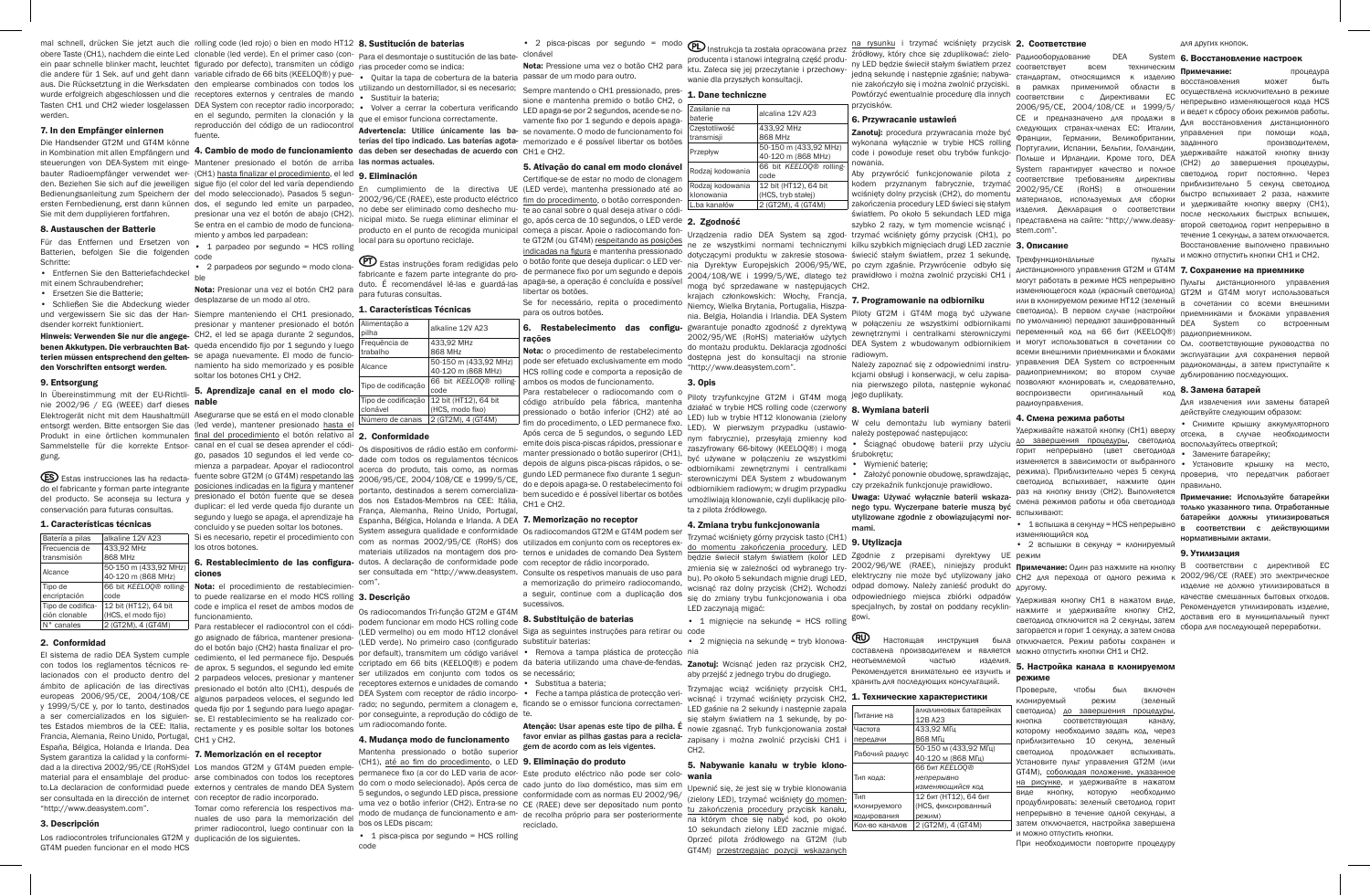mal schnell, drücken Sie jetzt auch die obere Taste (CH1), nachdem die eine Led ein paar schnelle blinker macht, leuchtet die andere für 1 Sek. auf und geht dann aus. Die Rücksetzung in die Werksdaten wurde erfolgreich abgeschlossen und die Tasten CH1 und CH2 wieder losgelassen werden.

## 7. In den Empfänger einlernen

Die Handsender GT2M und GT4M können in Kombination mit allen Empfängern und steuerungen von DEA-System mit eingebauter Radioempfänger verwendet werden. Beziehen Sie sich auf die jeweiligen Bedienungsanleitung zum Speichern der ersten Fernbedienung, erst dann können Sie mit dem dupplizieren fortfahren.

## 8. Austauschen der Batterie

Für das Entfernen und Ersetzen von Batterien, befolgen Sie die folgenden Schritte:

- Entfernen Sie den Batteriefachdeckel mit einem Schraubendreher;
- Ersetzen Sie die Batterie;
- Schließen Sie die Abdeckung wieder und vergewissern Sie sic das der Handsender korrekt funktioniert.

**Hinweis: Verwenden Sie nur die angegebenen Akkutypen. Die verbrauchten Batterien müssen entsprechend den geltenden Vorschriften entsorgt werden.**

## 9. Entsorgung

In Übereinstimmung mit der EU-Richtlinie 2002/96 / EG (WEEE) darf dieses Elektrogerät nicht mit dem Haushaltmüll entsorgt werden. Bitte entsorgen Sie das Produkt in einer örtlichen kommunalen Sammelstelle für die korrekte Entsorgung.

**(ES)** Estas instrucciones las ha redactado el fabricante y forman parte integrante del producto. Se aconseja su lectura y conservación para futuras consultas.

## 1. Características técnicas

| | |
|---|---|
| Batería a pilas | alkaline 12V A23 |
| Frecuencia de transmisión | 433,92 MHz<br>868 MHz |
| Alcance | 50-150 m (433,92 MHz)<br>40-120 m (868 MHz) |
| Tipo de encriptación | 66 bit KEELOQ® rolling-code |
| Tipo de codificación clonable | 12 bit (HT12), 64 bit (HCS, el modo fijo) |
| N° canales | 2 (GT2M), 4 (GT4M) |

## 2. Conformidad

El sistema de radio DEA System cumple con todos los reglamentos técnicos relacionados con el producto dentro del ámbito de aplicación de las directivas europeas 2006/95/CE, 2004/108/CE y 1999/5/CE y, por lo tanto, destinados a ser comercializados en los siguientes Estados miembros de la CEE: Italia, Francia, Alemania, Reino Unido, Portugal, España, Bélgica, Holanda e Irlanda. Dea System garantiza la calidad y la conformidad a la directiva 2002/95/CE (RoHS)del material para el ensamblaje del producto.La declaracion de conformidad puede ser consultada en la dirección de internet "http://www.deasystem.com".

## 3. Descripción

Los radiocontroles trifuncionales GT2M y GT4M pueden funcionar en el modo HCS rolling code (led rojo) o bien en modo HT12 clonable (led verde). En el primer caso (configurado por defecto), transmiten un código variable cifrado de 66 bits (KEELOQ®) y pueden ser utilizados en combinación con los receptores externos y centrales de mando DEA System con receptor radio incorporado; en el segundo, permiten la clonación y la reproducción del código de un radiocontrol fuente.

## 4. Cambio de modo de funcionamiento

Mantener presionado el botón de arriba (CH1) hasta finalizar el procedimiento, el led sigue fijo (el color del led varía dependiendo del modo seleccionado). Pasados 5 segundos, el led emite un parpadeo, presionar una vez el botón de abajo (CH2). Se entra en el cambio de modo de funcionamiento y ambos led parpadean:

- 1 parpadeo por segundo = HCS rolling code
- 2 parpadeos por segundo = modo clonable

**Nota:** Presionar una vez el botón CH2 para desplazarse de un modo al otro.

Siempre manteniendo el CH1 presionado, presionar y mantener presionado el botón CH2, el led se apaga durante 2 segundos, queda encendido fijo por 1 segundo y luego se apaga nuevamente. El modo de funcionamiento ha sido memorizado y es posible soltar los botones CH1 y CH2.

## 5. Aprendizaje canal en el modo clonable

Asegurarse que se está en el modo clonable (led verde), mantener presionado hasta el final del procedimiento el botón relativo al canal en el cual se desea aprender el código, pasados 10 segundos el led verde comienza a parpadear. Apoyar el radiocontrol fuente sobre GT2M (o GT4M) respetando las posiciones indicadas en la figura y mantener presionado el botón fuente que se desea duplicar: el led verde queda fijo durante un segundo y luego se apaga, el aprendizaje ha concluido y se pueden soltar los botones.

Si es necesario, repetir el procedimiento con los otros botones.

## 6. Restablecimiento de la configuraciones

**Nota:** el procedimiento de restablecimiento puede realizarse en el modo HCS rolling code e implica el reset de ambos modos de funcionamiento.

Para restablecer el radiocontrol con el código asignado de fábrica, mantener presionado el botón bajo (CH2) hasta finalizar el procedimiento, el led permanece fijo. Después de aprox. 5 segundos, el segundo led emite 2 parpadeos veloces, presionar y mantener presionado el botón alto (CH1), después de algunos parpadeos veloces, el segundo led queda fijo por 1 segundo para luego apagarse. El restablecimiento se ha realizado correctamente y es posible soltar los botones CH1 y CH2.

## 7. Memorización en el receptor

Los mandos GT2M y GT4M pueden emplearse combinados con todos los receptores externos y centrales de mando DEA System con receptor de radio incorporado.

Tomar como referencia los respectivos manuales de uso para la memorización del primer radiomando, luego continuar con la duplicación de los siguientes.

## 8. Sustitución de baterias

Para el desmontaje o sustitución de las baterias proceder como se indica:

- Quitar la tapa de cobertura de la bateria utilizando un destornillador, si es necesario;
- Sustituir la bateria;
- Volver a cerrar la cobertura verificando que el emisor funciona correctamente.

**Advertencia: Utilice únicamente las baterias del tipo indicado. Las baterias agotadas deben ser desechadas de acuerdo con las normas actuales.**

## 9. Eliminación

En cumplimiento de la directiva UE 2002/96/CE (RAEE), este producto eléctrico no debe ser eliminado como desecho municipal mixto. Se ruega eliminar el producto en el punto de recogida municipal local para su oportuno reciclaje.

**(PT)** Estas instruções foram redigidas pelo fabricante e fazem parte integrante do produto. É recomendável lê-las e guardá-las para futuras consultas.

## 1. Características Técnicas

| | |
|---|---|
| Alimentação a pilha | alkaline 12V A23 |
| Frequência de trabalho | 433,92 MHz<br>868 MHz |
| Alcance | 50-150 m (433,92 MHz)<br>40-120 m (868 MHz) |
| Tipo de codificação | 66 bit KEELOQ® rolling-code |
| Tipo de codificação clonável | 12 bit (HT12), 64 bit (HCS, modo fixo) |
| Número de canais | 2 (GT2M), 4 (GT4M) |

## 2. Conformidade

Os dispositivos de rádio estão em conformidade com todos os regulamentos técnicos acerca do produto, tais como, as normas 2006/95/CE, 2004/108/CE e 1999/5/CE, portanto, destinados a serem comercializados nos Estados-Membros na CEE: Itália, França, Alemanha, Reino Unido, Portugal, Espanha, Bélgica, Holanda e Irlanda. A DEA System assegura qualidade e conformidade com as normas 2002/95/CE (RoHS) dos materiais utilizados na montagem dos produtos. A declaração de conformidade pode ser consultada em "http://www.deasystem.com".

## 3. Descrição

Os radiocomandos Tri-função GT2M e GT4M podem funcionar em modo HCS rolling code (LED vermelho) ou em modo HT12 clonável (LED verde). No primeiro caso (configurado por default), transmitem um código variável criptado em 66 bits (KEELOQ®) e podem ser utilizados em conjunto com todos os receptores externos e unidades de comando DEA System com receptor de rádio incorporado; no segundo, permitem a clonagem e, por conseguinte, a reprodução do código de um radiocomando fonte.

## 4. Mudança modo de funcionamento

Mantenha pressionado o botão superior (CH1), até ao fim do procedimento, o LED permanece fixo (a cor do LED varia de acordo com o modo selecionado). Após cerca de 5 segundos, o segundo LED pisca, pressione uma vez o botão inferior (CH2). Entra-se no modo de mudança de funcionamento e ambos os LEDs piscam:

- 1 pisca-pisca por segundo = HCS rolling code
- 2 pisca-piscas por segundo = modo clonável

**Nota:** Pressione uma vez o botão CH2 para passar de um modo para outro.

Sempre mantendo o CH1 pressionado, pressione e mantenha premido o botão CH2, o LED apaga-se por 2 segundos, acende-se novamente fixo por 1 segundo e depois apaga-se novamente. O modo de funcionamento foi memorizado e é possível libertar os botões CH1 e CH2.

## 5. Ativação do canal em modo clonável

Certifique-se de estar no modo de clonagem (LED verde), mantenha pressionado até ao fim do procedimento, o botão correspondente ao canal sobre o qual deseja ativar o código, após cerca de 10 segundos, o LED verde começa a piscar. Apoie o radiocomando fonte GT2M (ou GT4M) respeitando as posições indicadas na figura e mantenha pressionado o botão fonte que deseja duplicar: o LED verde permanece fixo por um segundo e depois apaga-se, a operação é concluída e possível libertar os botões.

Se for necessário, repita o procedimento para os outros botões.

## 6. Restabelecimento das configurações

**Nota:** o procedimento de restabelecimento pode ser efetuado exclusivamente em modo HCS rolling code e comporta a reposição de ambos os modos de funcionamento.

Para restabelecer o radiocomando com o código atribuído pela fábrica, mantenha pressionado o botão inferior (CH2) até ao fim do procedimento, o LED permanece fixo. Após cerca de 5 segundos, o segundo LED emite dois pisca-piscas rápidos, pressione e manter pressionado o botão superior (CH1), depois de alguns pisca-piscas rápidos, o segundo LED permanece fixo durante 1 segundo e depois apaga-se. O restabelecimento foi bem sucedido e é possível libertar os botões CH1 e CH2.

## 7. Memorização no receptor

Os radiocomandos GT2M e GT4M podem ser utilizados em conjunto com os receptores externos e unidades de comando Dea System com receptor de rádio incorporado.

Consulte os respetivos manuais de uso para a memorização do primeiro radiocomando, a seguir, continue com a duplicação dos sucessivos.

## 8. Substituição de baterias

Siga as seguintes instruções para retirar ou substituir baterias:

- Remova a tampa plástica de protecção utilizando uma chave-de-fendas, se necessário;
- Substitua a bateria;
- Feche a tampa plástica de protecção verificando se o emissor funciona correctamente.

**Atenção: Usar apenas este tipo de pilha. É favor enviar as pilhas gastas para a reciclagem de acordo com as leis vigentes.**

## 9. Eliminação do produto

Este produto eléctrico não pode ser colocado junto do lixo doméstico, mas sim em conformidade com as normas EU 2002/96/CE (RAEE) deve ser depositado num ponto de recolha próprio para ser posteriormente reciclado.

**(PL)** Instrukcja ta została opracowana przez producenta i stanowi integralną część produktu. Zaleca się jej przeczytanie i przechowywanie dla przyszłych konsultacji.

## 1. Dane techniczne

| | |
|---|---|
| Zasilanie na baterię | alcalina 12V A23 |
| Częstotliwość transmisji | 433,92 MHz<br>868 MHz |
| Przepływ | 50-150 m (433,92 MHz)<br>40-120 m (868 MHz) |
| Rodzaj kodowania | 66 bit KEELOQ® rolling-code |
| Rodzaj kodowania klonowania | 12 bit (HT12), 64 bit (HCS, tryb stały) |
| L.ba kanałów | 2 (GT2M), 4 (GT4M) |

## 2. Zgodność

Urządzenia radio DEA System są zgodne ze wszystkimi normami technicznymi dotyczącymi produktu w zakresie stosowania Dyrektyw Europejskich 2006/95/WE, 2004/108/WE i 1999/5/WE, dlatego też mogą być sprzedawane w następujących krajach członkowskich: Włochy, Francja, Niemcy, Wielka Brytania, Portugalia, Hiszpania, Belgia, Holandia i Irlandia. DEA System gwarantuje ponadto zgodność z dyrektywą 2002/95/WE (RoHS) materiałów użytych do montażu produktu. Deklaracja zgodności dostępna jest do konsultacji na stronie "http://www.deasystem.com".

## 3. Opis

Piloty trzyfunkcyjne GT2M i GT4M mogą działać w trybie HCS rolling code (czerwony LED) lub w trybie HT12 klonowania (zielony LED). W pierwszym przypadku (ustawionym fabrycznie), przesyłają zmienny kod zaszyfrowany 66-bitowy (KEELOQ®) i mogą być używane w połączeniu ze wszystkimi odbiornikami zewnętrznymi i centralkami sterowniczymi DEA System z wbudowanym odbiornikiem radiowym; w drugim przypadku umożliwiają klonowanie, czyli duplikację pilota z pilota źródłowego.

## 4. Zmiana trybu funkcjonowania

Trzymać wciśnięty górny przycisk tasto (CH1) do momentu zakończenia procedury, LED będzie świecił stałym światłem (kolor LED zmienia się w zależności od wybranego trybu). Po około 5 sekundach miga drugi LED, wcisnąć raz dolny przycisk (CH2). Wchodzi się do zmiany trybu funkcjonowania i oba LED zaczynają migać:

- 1 mignięcie na sekundę = HCS rolling code
- 2 mignięcia na sekundę = tryb klonowania

**Zanotuj:** Wcisnąć jeden raz przycisk CH2, aby przejść z jednego trybu do drugiego.

Trzymając wciąż wciśnięty przycisk CH1, wcisnąć i trzymać wciśnięty przycisk CH2, LED gaśnie na 2 sekundy i następnie zapala się stałym światłem na 1 sekundę, by ponownie zgasnąć. Tryb funkcjonowania został zapisany i można zwolnić przycisk CH1 i CH2.

## 5. Nabywanie kanału w trybie klonowania

Upewnić się, że jest się w trybie klonowania (zielony LED), trzymać wciśnięty do momentu zakończenia procedury przycisk kanału, na którym chce się nabyć kod, po około 10 sekundach zielony LED zacznie migać. Oprzeć pilota źródłowego na GT2M (lub GT4M) przestrzegając pozycji wskazanych na rysunku i trzymać wciśnięty przycisk źródłowy, który chce się zduplikować: zielony LED będzie świecił stałym światłem przez jedną sekundę i następnie zgaśnie: nabywanie zakończyło się i można zwolnić przyciski. Powtórzyć ewentualnie procedurę dla innych przycisków.

## 6. Przywracanie ustawień

**Zanotuj:** procedura przywracania może być wykonana wyłącznie w trybie HCS rolling code i powoduje reset obu trybów funkcjonowania.

Aby przywrócić funkcjonowanie pilota z kodem przyznanym fabrycznie, trzymać wciśnięty dolny przycisk (CH2), do momentu zakończenia procedury LED świeci się stałym światłem. Po około 5 sekundach LED miga szybko 2 razy, w tym momencie wcisnąć i trzymać wciśnięty górny przycisk (CH1), po kilku szybkich mignięciach drugi LED zacznie świecić stałym światłem, przez 1 sekundę, po czym zgaśnie. Przywrócenie odbyło się prawidłowo i można zwolnić przyciski CH1 i CH2.

## 7. Programowanie na odbiorniku

Piloty GT2M i GT4M mogą być używane w połączeniu ze wszystkimi odbiornikami zewnętrznymi i centralkami sterowniczymi DEA System z wbudowanym odbiornikiem radiowym.

Należy zapoznać się z odpowiednimi instrukcjami obsługi i konserwacji, w celu zapisania pierwszego pilota, następnie wykonać jego duplikaty.

## 8. Wymiana baterii

W celu demontażu lub wymiany baterii należy postępować następująco:

- Ściągnąć obudowę baterii przy użyciu śrubokrętu;
- Wymienić baterię;
- Założyć ponownie obudowę, sprawdzając, czy przekaźnik funkcjonuje prawidłowo.

**Uwaga: Używać wyłącznie baterii wskazanego typu. Wyczerpane baterie muszą być utylizowane zgodnie z obowiązującymi normami.**

## 9. Utylizacja

Zgodnie z przepisami dyrektywy UE 2002/96/WE (RAEE), niniejszy produkt elektryczny nie może być utylizowany jako odpad domowy. Należy zanieść produkt do odpowiedniego miejsca zbiórki odpadów specjalnych, by został on poddany recyklingowi.

**(RU)** Настоящая инструкция была составлена производителем и является неотъемлемой частью изделия. Рекомендуется внимательно ее изучить и хранить для последующих консультаций.

## 1. Технические характеристики

| | |
|---|---|
| Питание на | алкалиновых батарейках 12В A23 |
| Частота передачи | 433,92 МГц<br>868 МГц |
| Рабочий радиус | 50-150 м (433,92 МГц)<br>40-120 м (868 МГц) |
| Тип кода: | 66 бит KEELOQ® непрерывно изменяющийся код |
| Тип клонируемого кодирования | 12 бит (HT12), 64 бит (HCS, фиксированный режим) |
| Кол-во каналов | 2 (GT2M), 4 (GT4M) |

## 2. Соответствие

Радиооборудование DEA System соответствует всем техническим стандартам, относящимся к изделию в рамках применимой области в соответствии с Директивами ЕС 2006/95/CE, 2004/108/CE и 1999/5/CE и предназначено для продажи в следующих странах-членах ЕС: Италии, Франции, Германии, Великобритании, Португалии, Испании, Бельгии, Голландии, Польше и Ирландии. Кроме того, DEA System гарантирует качество и полное соответствие требованиям директивы 2002/95/CE (RoHS) в отношении материалов, используемых для сборки изделия. Декларация о соответствии представлена на сайте: "http://www.deasystem.com".

## 3. Описание

Трехфункциональные пульты дистанционного управления GT2M и GT4M могут работать в режиме HCS непрерывно изменяющегося кода (красный светодиод) или в клонируемом режиме HT12 (зеленый светодиод). В первом случае (настройки по умолчанию) передают зашифрованный переменный код на 66 бит (KEELOQ®) и могут использоваться в сочетании со всеми внешними приемниками и блоками управления DEA System со встроенным радиоприемником; во втором случае позволяют клонировать и, следовательно, воспроизвести оригинальный код радиоуправления.

## 4. Смена режима работы

Удерживайте нажатой кнопку (CH1) вверху до завершения процедуры, светодиод горит непрерывно (цвет светодиода изменяется в зависимости от выбранного режима). Приблизительно через 5 секунд светодиод вспыхивает, нажмите один раз на кнопку вниз (CH2). Выполняется смена режимов работы и оба светодиода вспыхивают:

- 1 вспышка в секунду = HCS непрерывно изменяющийся код
- 2 вспышки в секунду = клонируемый режим

**Примечание:** Один раз нажмите на кнопку CH2 для перехода от одного режима к другому.

Удерживая кнопку CH1 в нажатом виде, нажмите и удерживайте кнопку CH2, светодиод отключится на 2 секунды, затем загорается и горит 1 секунду, а затем снова отключается. Режим работы сохранен и можно отпустить кнопки CH1 и CH2.

## 5. Настройка канала в клонируемом режиме

Проверьте, чтобы был включен клонируемый режим (зеленый светодиод) до завершения процедуры, кнопка соответствующая каналу, которому необходимо задать код, через приблизительно 10 секунд, зеленый светодиод продолжает вспыхивать. Установите пульт управления GT2M (или GT4M), соблюдая положение, указанное на рисунке, и удерживайте в нажатом виде кнопку, которую необходимо продублировать: зеленый светодиод горит непрерывно в течение одной секунды, а затем отключается, настройка завершена и можно отпустить кнопки.

При необходимости повторите процедуру для других кнопок.

## 6. Восстановление настроек

**Примечание:** процедура восстановления может быть осуществлена исключительно в режиме непрерывно изменяющегося кода HCS и ведет к сбросу обоих режимов работы. Для восстановления дистанционного управления при помощи кода, заданного производителем, удерживайте нажатой кнопку внизу (CH2) до завершения процедуры, светодиод горит постоянно. Через приблизительно 5 секунд светодиод быстро вспыхивает 2 раза, нажмите и удерживайте кнопку вверху (CH1), после нескольких быстрых вспышек, второй светодиод горит непрерывно в течение 1 секунды, а затем отключается. Восстановление выполнено правильно и можно отпустить кнопки CH1 и CH2.

## 7. Сохранение на приемнике

Пульты дистанционного управления GT2M и GT4M могут использоваться в сочетании со всеми внешними приемниками и блоками управления DEA System со встроенным радиоприемником.

См. соответствующие руководства по эксплуатации для сохранения первой радиокоманды, а затем приступайте к дублированию последующих.

## 8. Замена батарей

Для извлечения или замены батарей действуйте следующим образом:

- Снимите крышку аккумуляторного отсека, в случае необходимости воспользуйтесь отверткой;
- Замените батарейку;
- Установите крышку на место, проверив, что передатчик работает правильно.

**Примечание: Используйте батарейки только указанного типа. Отработанные батарейки должны утилизироваться в соответствии с действующими нормативными актами.**

## 9. Утилизация

В соответствии с директивой ЕС 2002/96/CE (RAEE) это электрическое изделие не должно утилизироваться в качестве смешанных бытовых отходов. Рекомендуется утилизировать изделие, доставив его в муниципальный пункт сбора для последующей переработки.